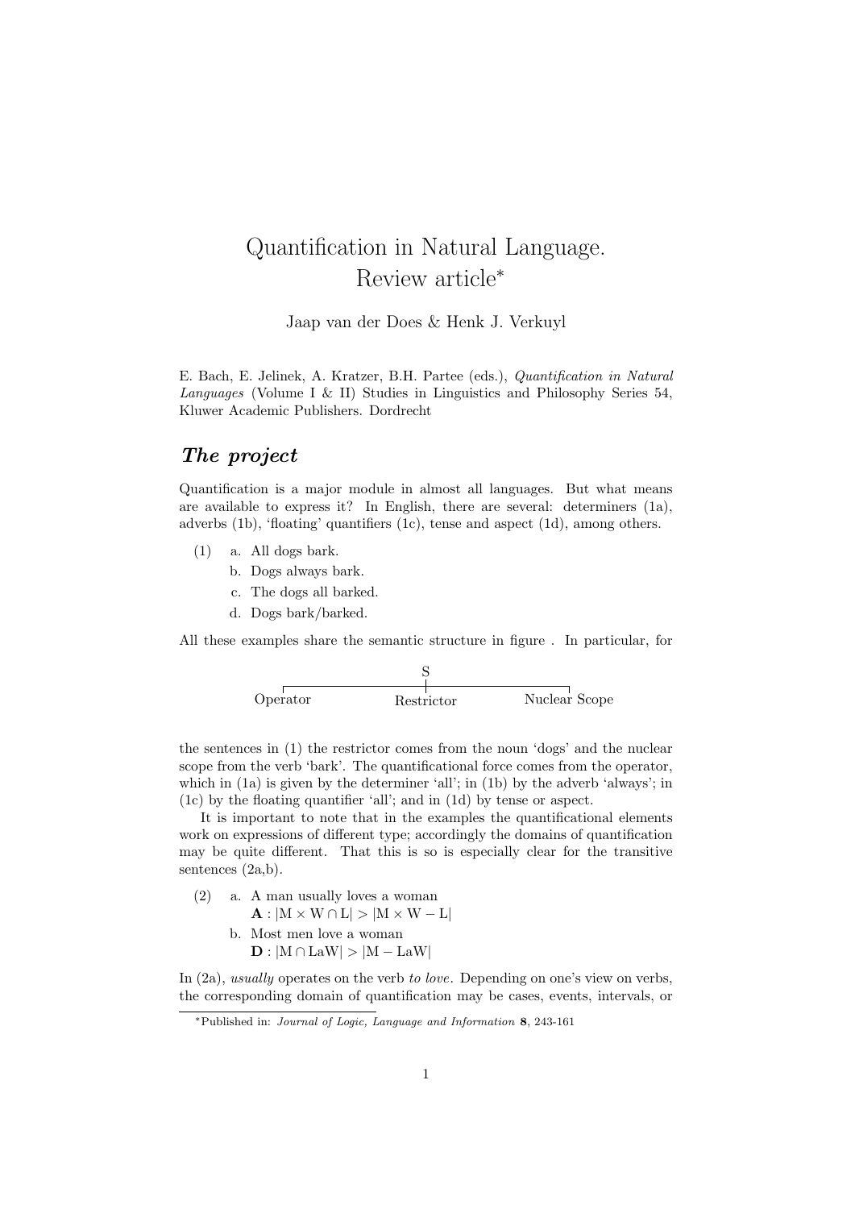# Quantification in Natural Language. Review article[*]

Jaap van der Does & Henk J. Verkuyl

E. Bach, E. Jelinek, A. Kratzer, B.H. Partee (eds.), *Quantification in Natural Languages* (Volume I & II) Studies in Linguistics and Philosophy Series 54, Kluwer Academic Publishers. Dordrecht

## *The project*

Quantification is a major module in almost all languages. But what means are available to express it? In English, there are several: determiners (1a), adverbs (1b), 'floating' quantifiers (1c), tense and aspect (1d), among others.

(1) a. All dogs bark.
    b. Dogs always bark.
    c. The dogs all barked.
    d. Dogs bark/barked.

All these examples share the semantic structure in figure . In particular, for

S

Operator — Restrictor — Nuclear Scope

the sentences in (1) the restrictor comes from the noun 'dogs' and the nuclear scope from the verb 'bark'. The quantificational force comes from the operator, which in (1a) is given by the determiner 'all'; in (1b) by the adverb 'always'; in (1c) by the floating quantifier 'all'; and in (1d) by tense or aspect.

It is important to note that in the examples the quantificational elements work on expressions of different type; accordingly the domains of quantification may be quite different. That this is so is especially clear for the transitive sentences (2a,b).

(2) a. A man usually loves a woman
    $\mathbf{A} : |\mathrm{M} \times \mathrm{W} \cap \mathrm{L}| > |\mathrm{M} \times \mathrm{W} - \mathrm{L}|$
    b. Most men love a woman
    $\mathbf{D} : |\mathrm{M} \cap \mathrm{LaW}| > |\mathrm{M} - \mathrm{LaW}|$

In (2a), *usually* operates on the verb *to love*. Depending on one's view on verbs, the corresponding domain of quantification may be cases, events, intervals, or

[*]Published in: *Journal of Logic, Language and Information* **8**, 243-161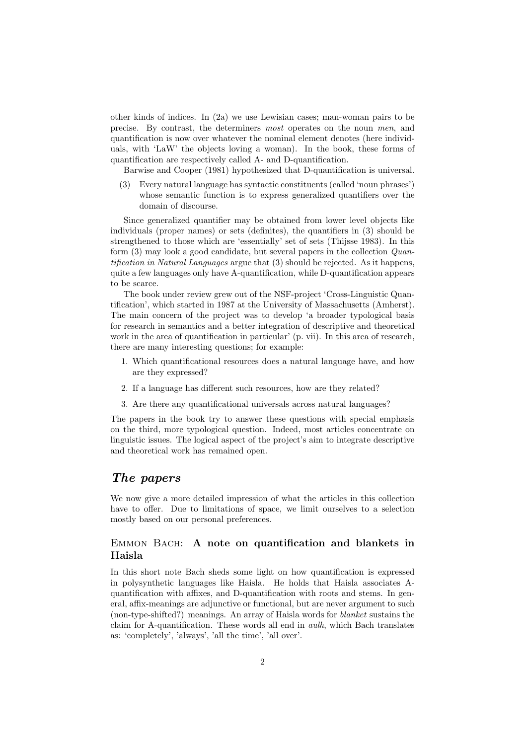other kinds of indices. In (2a) we use Lewisian cases; man-woman pairs to be precise. By contrast, the determiners *most* operates on the noun *men*, and quantification is now over whatever the nominal element denotes (here individuals, with 'LaW' the objects loving a woman). In the book, these forms of quantification are respectively called A- and D-quantification.

Barwise and Cooper (1981) hypothesized that D-quantification is universal.

(3) Every natural language has syntactic constituents (called 'noun phrases') whose semantic function is to express generalized quantifiers over the domain of discourse.

Since generalized quantifier may be obtained from lower level objects like individuals (proper names) or sets (definites), the quantifiers in (3) should be strengthened to those which are 'essentially' set of sets (Thijsse 1983). In this form (3) may look a good candidate, but several papers in the collection *Quantification in Natural Languages* argue that (3) should be rejected. As it happens, quite a few languages only have A-quantification, while D-quantification appears to be scarce.

The book under review grew out of the NSF-project 'Cross-Linguistic Quantification', which started in 1987 at the University of Massachusetts (Amherst). The main concern of the project was to develop 'a broader typological basis for research in semantics and a better integration of descriptive and theoretical work in the area of quantification in particular' (p. vii). In this area of research, there are many interesting questions; for example:

1. Which quantificational resources does a natural language have, and how are they expressed?
2. If a language has different such resources, how are they related?
3. Are there any quantificational universals across natural languages?

The papers in the book try to answer these questions with special emphasis on the third, more typological question. Indeed, most articles concentrate on linguistic issues. The logical aspect of the project's aim to integrate descriptive and theoretical work has remained open.

## *The papers*

We now give a more detailed impression of what the articles in this collection have to offer. Due to limitations of space, we limit ourselves to a selection mostly based on our personal preferences.

### Emmon Bach: **A note on quantification and blankets in Haisla**

In this short note Bach sheds some light on how quantification is expressed in polysynthetic languages like Haisla. He holds that Haisla associates A-quantification with affixes, and D-quantification with roots and stems. In general, affix-meanings are adjunctive or functional, but are never argument to such (non-type-shifted?) meanings. An array of Haisla words for *blanket* sustains the claim for A-quantification. These words all end in *aulh*, which Bach translates as: 'completely', 'always', 'all the time', 'all over'.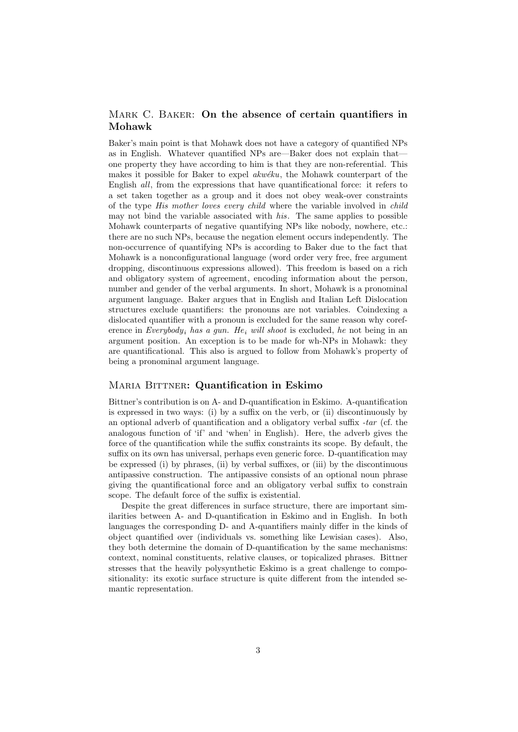## Mark C. Baker: **On the absence of certain quantifiers in Mohawk**

Baker's main point is that Mohawk does not have a category of quantified NPs as in English. Whatever quantified NPs are—Baker does not explain that—one property they have according to him is that they are non-referential. This makes it possible for Baker to expel *akwéku*, the Mohawk counterpart of the English *all*, from the expressions that have quantificational force: it refers to a set taken together as a group and it does not obey weak-over constraints of the type *His mother loves every child* where the variable involved in *child* may not bind the variable associated with *his*. The same applies to possible Mohawk counterparts of negative quantifying NPs like nobody, nowhere, etc.: there are no such NPs, because the negation element occurs independently. The non-occurrence of quantifying NPs is according to Baker due to the fact that Mohawk is a nonconfigurational language (word order very free, free argument dropping, discontinuous expressions allowed). This freedom is based on a rich and obligatory system of agreement, encoding information about the person, number and gender of the verbal arguments. In short, Mohawk is a pronominal argument language. Baker argues that in English and Italian Left Dislocation structures exclude quantifiers: the pronouns are not variables. Coindexing a dislocated quantifier with a pronoun is excluded for the same reason why coreference in *Everybody*$_i$ *has a gun. He*$_i$ *will shoot* is excluded, *he* not being in an argument position. An exception is to be made for wh-NPs in Mohawk: they are quantificational. This also is argued to follow from Mohawk's property of being a pronominal argument language.

## Maria Bittner: **Quantification in Eskimo**

Bittner's contribution is on A- and D-quantification in Eskimo. A-quantification is expressed in two ways: (i) by a suffix on the verb, or (ii) discontinuously by an optional adverb of quantification and a obligatory verbal suffix *-tar* (cf. the analogous function of 'if' and 'when' in English). Here, the adverb gives the force of the quantification while the suffix constraints its scope. By default, the suffix on its own has universal, perhaps even generic force. D-quantification may be expressed (i) by phrases, (ii) by verbal suffixes, or (iii) by the discontinuous antipassive construction. The antipassive consists of an optional noun phrase giving the quantificational force and an obligatory verbal suffix to constrain scope. The default force of the suffix is existential.

Despite the great differences in surface structure, there are important similarities between A- and D-quantification in Eskimo and in English. In both languages the corresponding D- and A-quantifiers mainly differ in the kinds of object quantified over (individuals vs. something like Lewisian cases). Also, they both determine the domain of D-quantification by the same mechanisms: context, nominal constituents, relative clauses, or topicalized phrases. Bittner stresses that the heavily polysynthetic Eskimo is a great challenge to compositionality: its exotic surface structure is quite different from the intended semantic representation.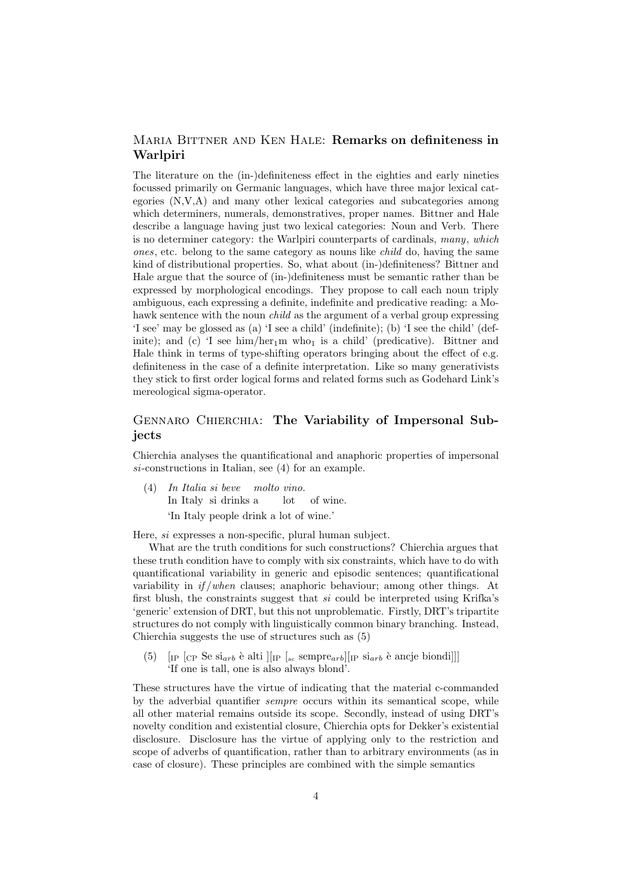## Maria Bittner and Ken Hale: **Remarks on definiteness in Warlpiri**

The literature on the (in-)definiteness effect in the eighties and early nineties focussed primarily on Germanic languages, which have three major lexical categories (N,V,A) and many other lexical categories and subcategories among which determiners, numerals, demonstratives, proper names. Bittner and Hale describe a language having just two lexical categories: Noun and Verb. There is no determiner category: the Warlpiri counterparts of cardinals, *many*, *which ones*, etc. belong to the same category as nouns like *child* do, having the same kind of distributional properties. So, what about (in-)definiteness? Bittner and Hale argue that the source of (in-)definiteness must be semantic rather than be expressed by morphological encodings. They propose to call each noun triply ambiguous, each expressing a definite, indefinite and predicative reading: a Mohawk sentence with the noun *child* as the argument of a verbal group expressing 'I see' may be glossed as (a) 'I see a child' (indefinite); (b) 'I see the child' (definite); and (c) 'I see him/her$_1$m who$_1$ is a child' (predicative). Bittner and Hale think in terms of type-shifting operators bringing about the effect of e.g. definiteness in the case of a definite interpretation. Like so many generativists they stick to first order logical forms and related forms such as Godehard Link's mereological sigma-operator.

## Gennaro Chierchia: **The Variability of Impersonal Subjects**

Chierchia analyses the quantificational and anaphoric properties of impersonal *si*-constructions in Italian, see (4) for an example.

(4) *In Italia si beve molto vino.*
In Italy si drinks a lot of wine.
'In Italy people drink a lot of wine.'

Here, *si* expresses a non-specific, plural human subject.

What are the truth conditions for such constructions? Chierchia argues that these truth condition have to comply with six constraints, which have to do with quantificational variability in generic and episodic sentences; quantificational variability in *if*/*when* clauses; anaphoric behaviour; among other things. At first blush, the constraints suggest that *si* could be interpreted using Krifka's 'generic' extension of DRT, but this not unproblematic. Firstly, DRT's tripartite structures do not comply with linguistically common binary branching. Instead, Chierchia suggests the use of structures such as (5)

(5) $[_{\text{IP}}$ $[_{\text{CP}}$ Se si$_{arb}$ è alti $]$$[_{\text{IP}}$ $[_{ac}$ sempre$_{arb}]$$[_{\text{IP}}$ si$_{arb}$ è ancje biondi$]]]$
'If one is tall, one is also always blond'.

These structures have the virtue of indicating that the material c-commanded by the adverbial quantifier *sempre* occurs within its semantical scope, while all other material remains outside its scope. Secondly, instead of using DRT's novelty condition and existential closure, Chierchia opts for Dekker's existential disclosure. Disclosure has the virtue of applying only to the restriction and scope of adverbs of quantification, rather than to arbitrary environments (as in case of closure). These principles are combined with the simple semantics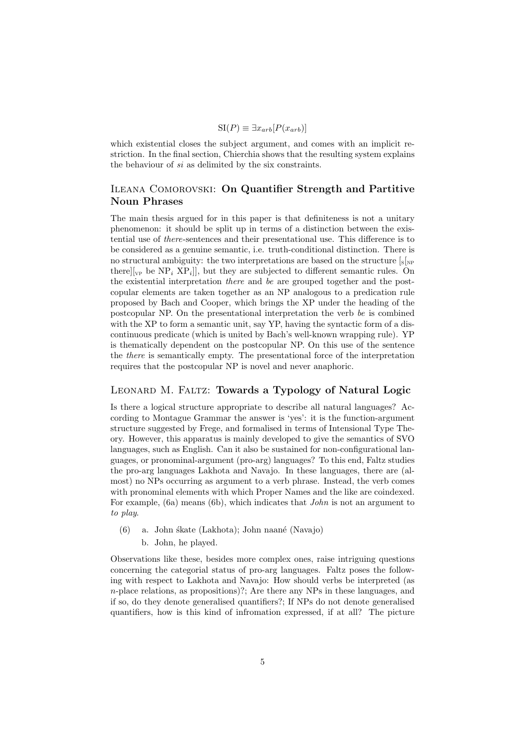$$\mathrm{SI}(P) \equiv \exists x_{arb}[P(x_{arb})]$$

which existential closes the subject argument, and comes with an implicit restriction. In the final section, Chierchia shows that the resulting system explains the behaviour of *si* as delimited by the six constraints.

## Ileana Comorovski: On Quantifier Strength and Partitive Noun Phrases

The main thesis argued for in this paper is that definiteness is not a unitary phenomenon: it should be split up in terms of a distinction between the existential use of *there*-sentences and their presentational use. This difference is to be considered as a genuine semantic, i.e. truth-conditional distinction. There is no structural ambiguity: the two interpretations are based on the structure $[_{\mathrm{S}}[_{\mathrm{NP}}$ there$][_{\mathrm{VP}}$ be $\mathrm{NP}_i$ $\mathrm{XP}_i]]$, but they are subjected to different semantic rules. On the existential interpretation *there* and *be* are grouped together and the postcopular elements are taken together as an NP analogous to a predication rule proposed by Bach and Cooper, which brings the XP under the heading of the postcopular NP. On the presentational interpretation the verb *be* is combined with the XP to form a semantic unit, say YP, having the syntactic form of a discontinuous predicate (which is united by Bach's well-known wrapping rule). YP is thematically dependent on the postcopular NP. On this use of the sentence the *there* is semantically empty. The presentational force of the interpretation requires that the postcopular NP is novel and never anaphoric.

## Leonard M. Faltz: Towards a Typology of Natural Logic

Is there a logical structure appropriate to describe all natural languages? According to Montague Grammar the answer is 'yes': it is the function-argument structure suggested by Frege, and formalised in terms of Intensional Type Theory. However, this apparatus is mainly developed to give the semantics of SVO languages, such as English. Can it also be sustained for non-configurational languages, or pronominal-argument (pro-arg) languages? To this end, Faltz studies the pro-arg languages Lakhota and Navajo. In these languages, there are (almost) no NPs occurring as argument to a verb phrase. Instead, the verb comes with pronominal elements with which Proper Names and the like are coindexed. For example, (6a) means (6b), which indicates that *John* is not an argument to *to play*.

(6) a. John śkate (Lakhota); John naané (Navajo)
    b. John, he played.

Observations like these, besides more complex ones, raise intriguing questions concerning the categorial status of pro-arg languages. Faltz poses the following with respect to Lakhota and Navajo: How should verbs be interpreted (as $n$-place relations, as propositions)?; Are there any NPs in these languages, and if so, do they denote generalised quantifiers?; If NPs do not denote generalised quantifiers, how is this kind of infromation expressed, if at all? The picture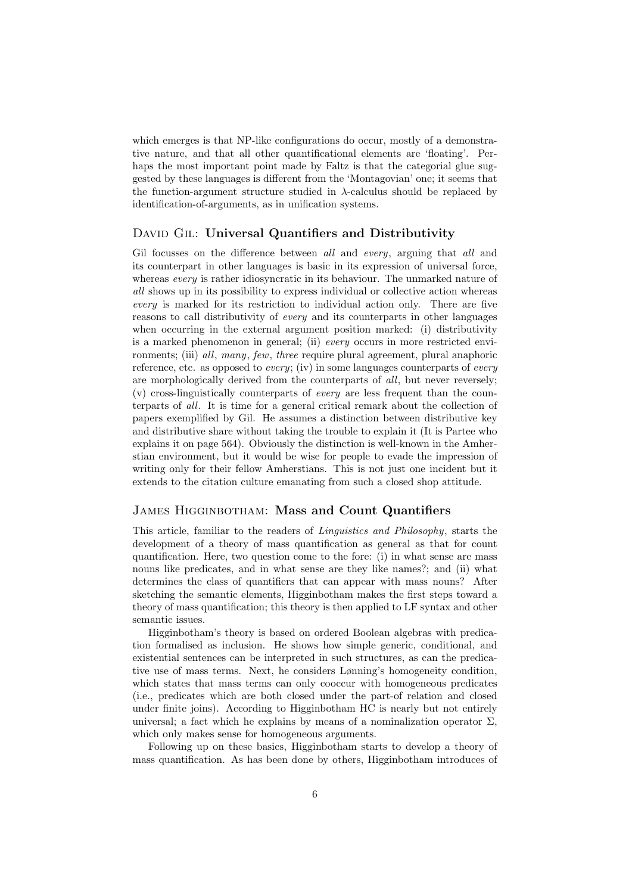which emerges is that NP-like configurations do occur, mostly of a demonstrative nature, and that all other quantificational elements are 'floating'. Perhaps the most important point made by Faltz is that the categorial glue suggested by these languages is different from the 'Montagovian' one; it seems that the function-argument structure studied in λ-calculus should be replaced by identification-of-arguments, as in unification systems.

## David Gil: **Universal Quantifiers and Distributivity**

Gil focusses on the difference between *all* and *every*, arguing that *all* and its counterpart in other languages is basic in its expression of universal force, whereas *every* is rather idiosyncratic in its behaviour. The unmarked nature of *all* shows up in its possibility to express individual or collective action whereas *every* is marked for its restriction to individual action only. There are five reasons to call distributivity of *every* and its counterparts in other languages when occurring in the external argument position marked: (i) distributivity is a marked phenomenon in general; (ii) *every* occurs in more restricted environments; (iii) *all*, *many*, *few*, *three* require plural agreement, plural anaphoric reference, etc. as opposed to *every*; (iv) in some languages counterparts of *every* are morphologically derived from the counterparts of *all*, but never reversely; (v) cross-linguistically counterparts of *every* are less frequent than the counterparts of *all*. It is time for a general critical remark about the collection of papers exemplified by Gil. He assumes a distinction between distributive key and distributive share without taking the trouble to explain it (It is Partee who explains it on page 564). Obviously the distinction is well-known in the Amherstian environment, but it would be wise for people to evade the impression of writing only for their fellow Amherstians. This is not just one incident but it extends to the citation culture emanating from such a closed shop attitude.

## James Higginbotham: **Mass and Count Quantifiers**

This article, familiar to the readers of *Linguistics and Philosophy*, starts the development of a theory of mass quantification as general as that for count quantification. Here, two question come to the fore: (i) in what sense are mass nouns like predicates, and in what sense are they like names?; and (ii) what determines the class of quantifiers that can appear with mass nouns? After sketching the semantic elements, Higginbotham makes the first steps toward a theory of mass quantification; this theory is then applied to LF syntax and other semantic issues.

Higginbotham's theory is based on ordered Boolean algebras with predication formalised as inclusion. He shows how simple generic, conditional, and existential sentences can be interpreted in such structures, as can the predicative use of mass terms. Next, he considers Lønning's homogeneity condition, which states that mass terms can only cooccur with homogeneous predicates (i.e., predicates which are both closed under the part-of relation and closed under finite joins). According to Higginbotham HC is nearly but not entirely universal; a fact which he explains by means of a nominalization operator $\Sigma$, which only makes sense for homogeneous arguments.

Following up on these basics, Higginbotham starts to develop a theory of mass quantification. As has been done by others, Higginbotham introduces of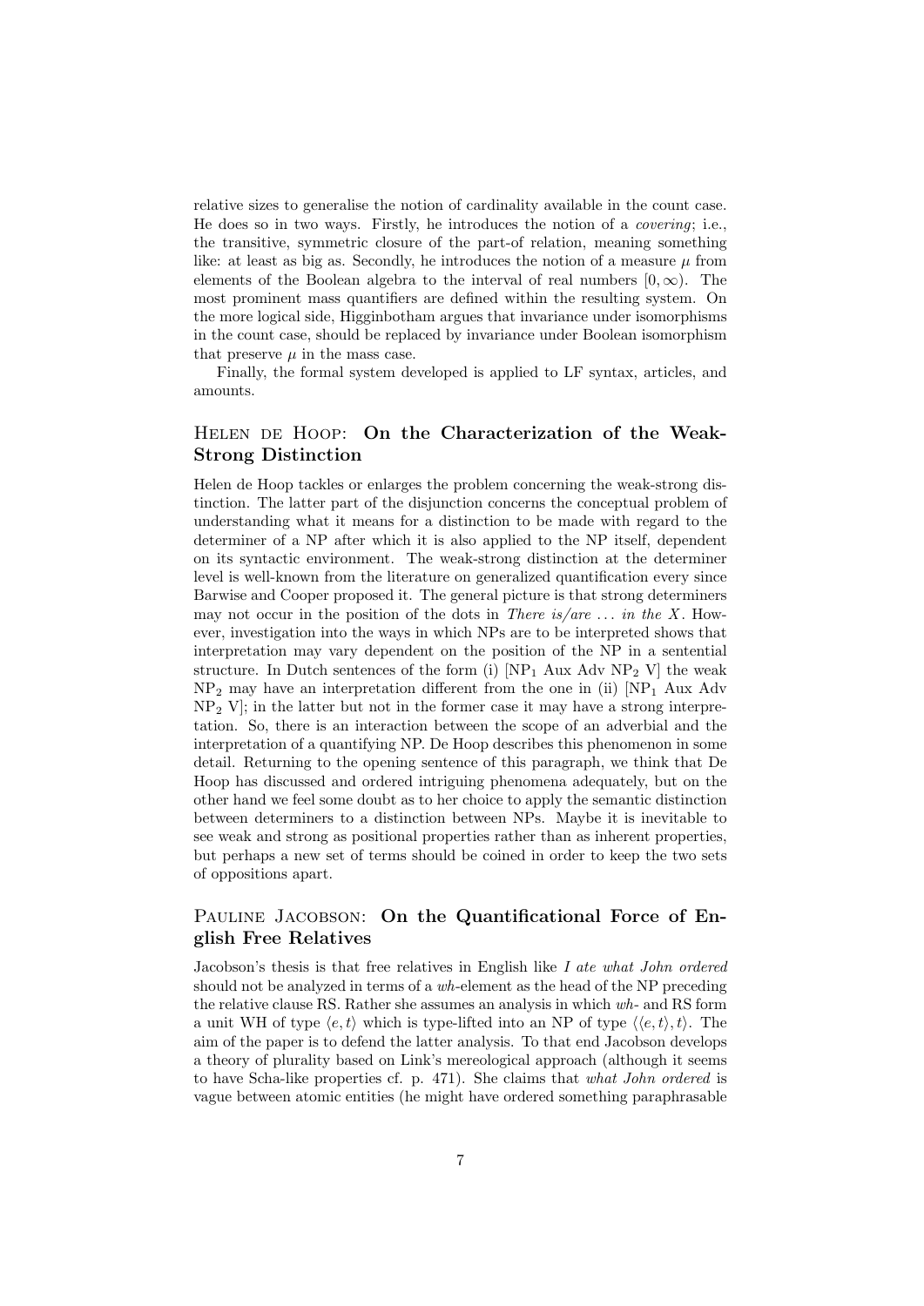relative sizes to generalise the notion of cardinality available in the count case. He does so in two ways. Firstly, he introduces the notion of a *covering*; i.e., the transitive, symmetric closure of the part-of relation, meaning something like: at least as big as. Secondly, he introduces the notion of a measure $\mu$ from elements of the Boolean algebra to the interval of real numbers $[0, \infty)$. The most prominent mass quantifiers are defined within the resulting system. On the more logical side, Higginbotham argues that invariance under isomorphisms in the count case, should be replaced by invariance under Boolean isomorphism that preserve $\mu$ in the mass case.

Finally, the formal system developed is applied to LF syntax, articles, and amounts.

## Helen de Hoop: **On the Characterization of the Weak-Strong Distinction**

Helen de Hoop tackles or enlarges the problem concerning the weak-strong distinction. The latter part of the disjunction concerns the conceptual problem of understanding what it means for a distinction to be made with regard to the determiner of a NP after which it is also applied to the NP itself, dependent on its syntactic environment. The weak-strong distinction at the determiner level is well-known from the literature on generalized quantification every since Barwise and Cooper proposed it. The general picture is that strong determiners may not occur in the position of the dots in *There is/are ... in the X*. However, investigation into the ways in which NPs are to be interpreted shows that interpretation may vary dependent on the position of the NP in a sentential structure. In Dutch sentences of the form (i) [$NP_1$ Aux Adv $NP_2$ V] the weak $NP_2$ may have an interpretation different from the one in (ii) [$NP_1$ Aux Adv $NP_2$ V]; in the latter but not in the former case it may have a strong interpretation. So, there is an interaction between the scope of an adverbial and the interpretation of a quantifying NP. De Hoop describes this phenomenon in some detail. Returning to the opening sentence of this paragraph, we think that De Hoop has discussed and ordered intriguing phenomena adequately, but on the other hand we feel some doubt as to her choice to apply the semantic distinction between determiners to a distinction between NPs. Maybe it is inevitable to see weak and strong as positional properties rather than as inherent properties, but perhaps a new set of terms should be coined in order to keep the two sets of oppositions apart.

## Pauline Jacobson: **On the Quantificational Force of English Free Relatives**

Jacobson's thesis is that free relatives in English like *I ate what John ordered* should not be analyzed in terms of a *wh*-element as the head of the NP preceding the relative clause RS. Rather she assumes an analysis in which *wh*- and RS form a unit WH of type $\langle e, t\rangle$ which is type-lifted into an NP of type $\langle\langle e, t\rangle, t\rangle$. The aim of the paper is to defend the latter analysis. To that end Jacobson develops a theory of plurality based on Link's mereological approach (although it seems to have Scha-like properties cf. p. 471). She claims that *what John ordered* is vague between atomic entities (he might have ordered something paraphrasable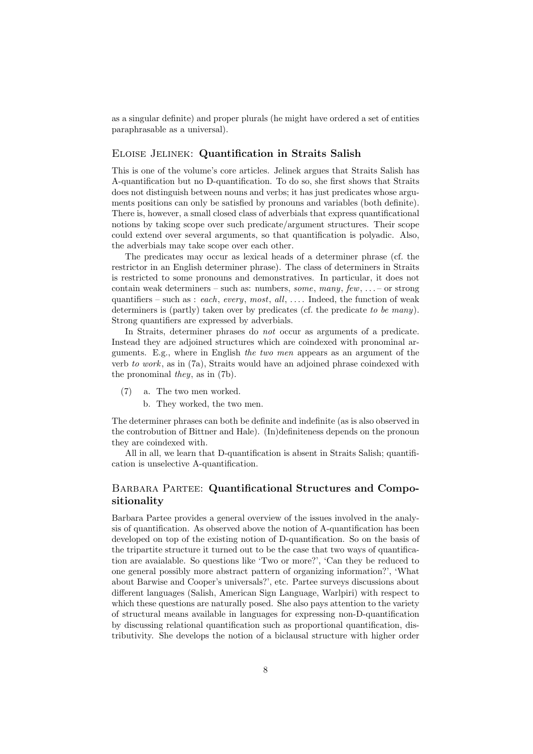as a singular definite) and proper plurals (he might have ordered a set of entities paraphrasable as a universal).

## Eloise Jelinek: **Quantification in Straits Salish**

This is one of the volume's core articles. Jelinek argues that Straits Salish has A-quantification but no D-quantification. To do so, she first shows that Straits does not distinguish between nouns and verbs; it has just predicates whose arguments positions can only be satisfied by pronouns and variables (both definite). There is, however, a small closed class of adverbials that express quantificational notions by taking scope over such predicate/argument structures. Their scope could extend over several arguments, so that quantification is polyadic. Also, the adverbials may take scope over each other.

The predicates may occur as lexical heads of a determiner phrase (cf. the restrictor in an English determiner phrase). The class of determiners in Straits is restricted to some pronouns and demonstratives. In particular, it does not contain weak determiners – such as: numbers, *some*, *many*, *few*, ... – or strong quantifiers – such as : *each*, *every*, *most*, *all*, .... Indeed, the function of weak determiners is (partly) taken over by predicates (cf. the predicate *to be many*). Strong quantifiers are expressed by adverbials.

In Straits, determiner phrases do *not* occur as arguments of a predicate. Instead they are adjoined structures which are coindexed with pronominal arguments. E.g., where in English *the two men* appears as an argument of the verb *to work*, as in (7a), Straits would have an adjoined phrase coindexed with the pronominal *they*, as in (7b).

(7) a. The two men worked.

b. They worked, the two men.

The determiner phrases can both be definite and indefinite (as is also observed in the controbution of Bittner and Hale). (In)definiteness depends on the pronoun they are coindexed with.

All in all, we learn that D-quantification is absent in Straits Salish; quantification is unselective A-quantification.

## Barbara Partee: **Quantificational Structures and Compositionality**

Barbara Partee provides a general overview of the issues involved in the analysis of quantification. As observed above the notion of A-quantification has been developed on top of the existing notion of D-quantification. So on the basis of the tripartite structure it turned out to be the case that two ways of quantification are avaialable. So questions like 'Two or more?', 'Can they be reduced to one general possibly more abstract pattern of organizing information?', 'What about Barwise and Cooper's universals?', etc. Partee surveys discussions about different languages (Salish, American Sign Language, Warlpiri) with respect to which these questions are naturally posed. She also pays attention to the variety of structural means available in languages for expressing non-D-quantification by discussing relational quantification such as proportional quantification, distributivity. She develops the notion of a biclausal structure with higher order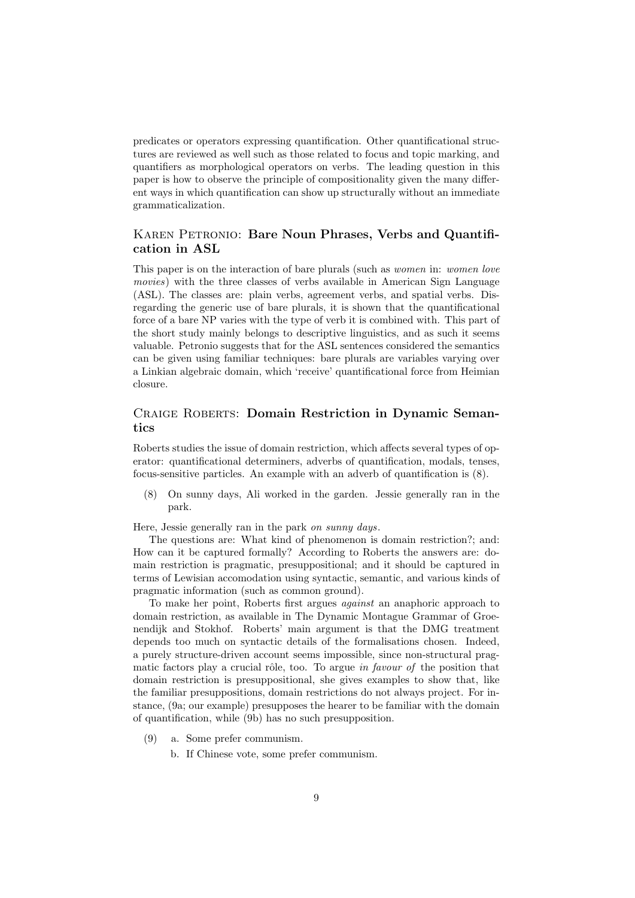predicates or operators expressing quantification. Other quantificational structures are reviewed as well such as those related to focus and topic marking, and quantifiers as morphological operators on verbs. The leading question in this paper is how to observe the principle of compositionality given the many different ways in which quantification can show up structurally without an immediate grammaticalization.

## Karen Petronio: Bare Noun Phrases, Verbs and Quantification in ASL

This paper is on the interaction of bare plurals (such as *women* in: *women love movies*) with the three classes of verbs available in American Sign Language (ASL). The classes are: plain verbs, agreement verbs, and spatial verbs. Disregarding the generic use of bare plurals, it is shown that the quantificational force of a bare NP varies with the type of verb it is combined with. This part of the short study mainly belongs to descriptive linguistics, and as such it seems valuable. Petronio suggests that for the ASL sentences considered the semantics can be given using familiar techniques: bare plurals are variables varying over a Linkian algebraic domain, which 'receive' quantificational force from Heimian closure.

## Craige Roberts: Domain Restriction in Dynamic Semantics

Roberts studies the issue of domain restriction, which affects several types of operator: quantificational determiners, adverbs of quantification, modals, tenses, focus-sensitive particles. An example with an adverb of quantification is (8).

(8) On sunny days, Ali worked in the garden. Jessie generally ran in the park.

Here, Jessie generally ran in the park *on sunny days*.

The questions are: What kind of phenomenon is domain restriction?; and: How can it be captured formally? According to Roberts the answers are: domain restriction is pragmatic, presuppositional; and it should be captured in terms of Lewisian accomodation using syntactic, semantic, and various kinds of pragmatic information (such as common ground).

To make her point, Roberts first argues *against* an anaphoric approach to domain restriction, as available in The Dynamic Montague Grammar of Groenendijk and Stokhof. Roberts' main argument is that the DMG treatment depends too much on syntactic details of the formalisations chosen. Indeed, a purely structure-driven account seems impossible, since non-structural pragmatic factors play a crucial rôle, too. To argue *in favour of* the position that domain restriction is presuppositional, she gives examples to show that, like the familiar presuppositions, domain restrictions do not always project. For instance, (9a; our example) presupposes the hearer to be familiar with the domain of quantification, while (9b) has no such presupposition.

(9) a. Some prefer communism.

b. If Chinese vote, some prefer communism.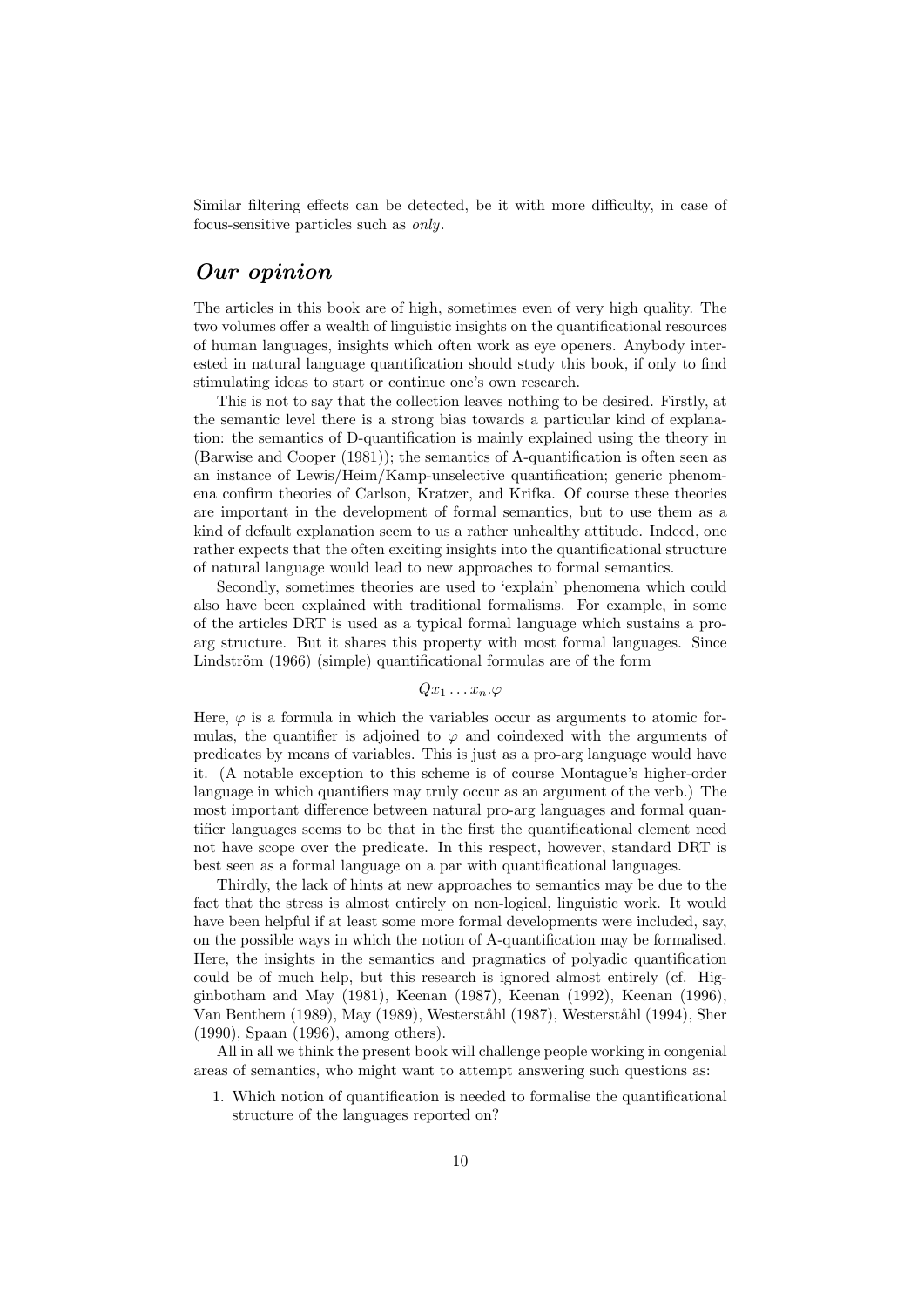Similar filtering effects can be detected, be it with more difficulty, in case of focus-sensitive particles such as *only*.

## *Our opinion*

The articles in this book are of high, sometimes even of very high quality. The two volumes offer a wealth of linguistic insights on the quantificational resources of human languages, insights which often work as eye openers. Anybody interested in natural language quantification should study this book, if only to find stimulating ideas to start or continue one's own research.

This is not to say that the collection leaves nothing to be desired. Firstly, at the semantic level there is a strong bias towards a particular kind of explanation: the semantics of D-quantification is mainly explained using the theory in (Barwise and Cooper (1981)); the semantics of A-quantification is often seen as an instance of Lewis/Heim/Kamp-unselective quantification; generic phenomena confirm theories of Carlson, Kratzer, and Krifka. Of course these theories are important in the development of formal semantics, but to use them as a kind of default explanation seem to us a rather unhealthy attitude. Indeed, one rather expects that the often exciting insights into the quantificational structure of natural language would lead to new approaches to formal semantics.

Secondly, sometimes theories are used to 'explain' phenomena which could also have been explained with traditional formalisms. For example, in some of the articles DRT is used as a typical formal language which sustains a pro-arg structure. But it shares this property with most formal languages. Since Lindström (1966) (simple) quantificational formulas are of the form

$$Qx_1 \dots x_n.\varphi$$

Here, $\varphi$ is a formula in which the variables occur as arguments to atomic formulas, the quantifier is adjoined to $\varphi$ and coindexed with the arguments of predicates by means of variables. This is just as a pro-arg language would have it. (A notable exception to this scheme is of course Montague's higher-order language in which quantifiers may truly occur as an argument of the verb.) The most important difference between natural pro-arg languages and formal quantifier languages seems to be that in the first the quantificational element need not have scope over the predicate. In this respect, however, standard DRT is best seen as a formal language on a par with quantificational languages.

Thirdly, the lack of hints at new approaches to semantics may be due to the fact that the stress is almost entirely on non-logical, linguistic work. It would have been helpful if at least some more formal developments were included, say, on the possible ways in which the notion of A-quantification may be formalised. Here, the insights in the semantics and pragmatics of polyadic quantification could be of much help, but this research is ignored almost entirely (cf. Higginbotham and May (1981), Keenan (1987), Keenan (1992), Keenan (1996), Van Benthem (1989), May (1989), Westerståhl (1987), Westerståhl (1994), Sher (1990), Spaan (1996), among others).

All in all we think the present book will challenge people working in congenial areas of semantics, who might want to attempt answering such questions as:

1. Which notion of quantification is needed to formalise the quantificational structure of the languages reported on?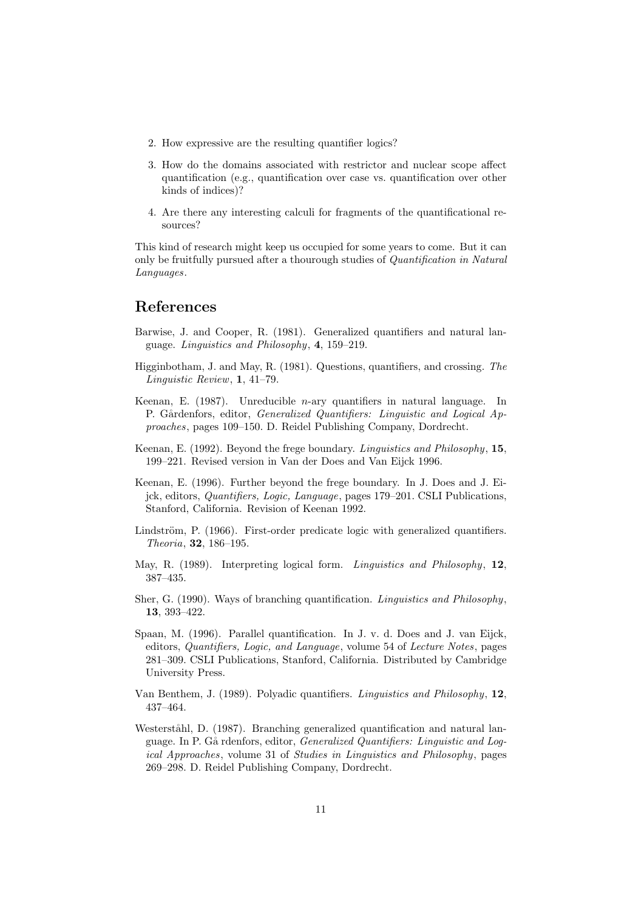2. How expressive are the resulting quantifier logics?

3. How do the domains associated with restrictor and nuclear scope affect quantification (e.g., quantification over case vs. quantification over other kinds of indices)?

4. Are there any interesting calculi for fragments of the quantificational resources?

This kind of research might keep us occupied for some years to come. But it can only be fruitfully pursued after a thourough studies of *Quantification in Natural Languages*.

## References

Barwise, J. and Cooper, R. (1981). Generalized quantifiers and natural language. *Linguistics and Philosophy*, **4**, 159–219.

Higginbotham, J. and May, R. (1981). Questions, quantifiers, and crossing. *The Linguistic Review*, **1**, 41–79.

Keenan, E. (1987). Unreducible $n$-ary quantifiers in natural language. In P. Gårdenfors, editor, *Generalized Quantifiers: Linguistic and Logical Approaches*, pages 109–150. D. Reidel Publishing Company, Dordrecht.

Keenan, E. (1992). Beyond the frege boundary. *Linguistics and Philosophy*, **15**, 199–221. Revised version in Van der Does and Van Eijck 1996.

Keenan, E. (1996). Further beyond the frege boundary. In J. Does and J. Eijck, editors, *Quantifiers, Logic, Language*, pages 179–201. CSLI Publications, Stanford, California. Revision of Keenan 1992.

Lindström, P. (1966). First-order predicate logic with generalized quantifiers. *Theoria*, **32**, 186–195.

May, R. (1989). Interpreting logical form. *Linguistics and Philosophy*, **12**, 387–435.

Sher, G. (1990). Ways of branching quantification. *Linguistics and Philosophy*, **13**, 393–422.

Spaan, M. (1996). Parallel quantification. In J. v. d. Does and J. van Eijck, editors, *Quantifiers, Logic, and Language*, volume 54 of *Lecture Notes*, pages 281–309. CSLI Publications, Stanford, California. Distributed by Cambridge University Press.

Van Benthem, J. (1989). Polyadic quantifiers. *Linguistics and Philosophy*, **12**, 437–464.

Westerståhl, D. (1987). Branching generalized quantification and natural language. In P. Gå rdenfors, editor, *Generalized Quantifiers: Linguistic and Logical Approaches*, volume 31 of *Studies in Linguistics and Philosophy*, pages 269–298. D. Reidel Publishing Company, Dordrecht.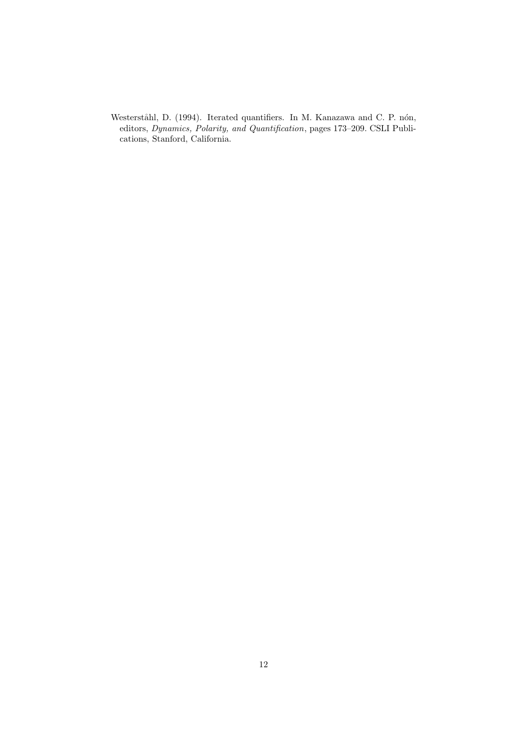Westerståhl, D. (1994). Iterated quantifiers. In M. Kanazawa and C. P. nón, editors, *Dynamics, Polarity, and Quantification*, pages 173–209. CSLI Publications, Stanford, California.